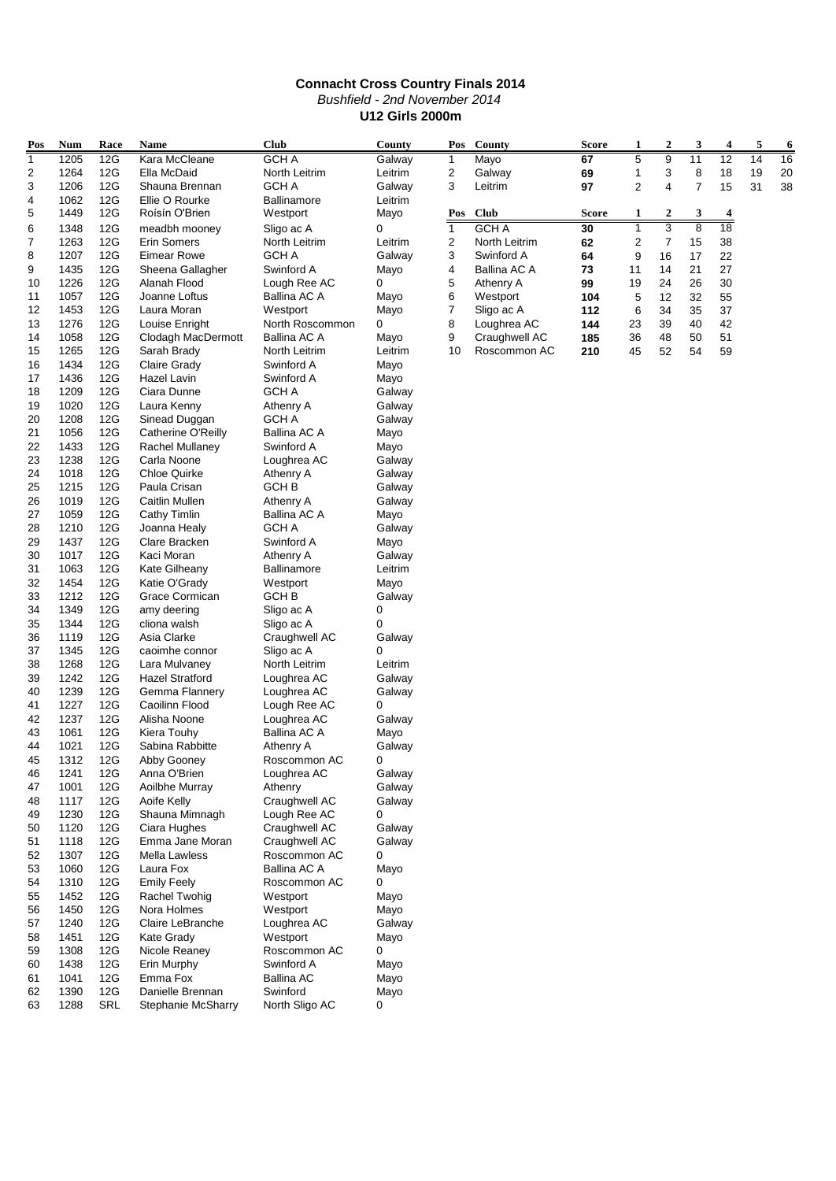# Connacht Cross Country Finals 2014

*Bushfield - 2nd November 2014*

**U12 Girls 2000m**

| Pos | Num | Race | Name | Club | County |
|---|---|---|---|---|---|
| 1 | 1205 | 12G | Kara McCleane | GCH A | Galway |
| 2 | 1264 | 12G | Ella McDaid | North Leitrim | Leitrim |
| 3 | 1206 | 12G | Shauna Brennan | GCH A | Galway |
| 4 | 1062 | 12G | Ellie O Rourke | Ballinamore | Leitrim |
| 5 | 1449 | 12G | Roísín O'Brien | Westport | Mayo |
| 6 | 1348 | 12G | meadbh mooney | Sligo ac A | 0 |
| 7 | 1263 | 12G | Erin Somers | North Leitrim | Leitrim |
| 8 | 1207 | 12G | Eimear Rowe | GCH A | Galway |
| 9 | 1435 | 12G | Sheena Gallagher | Swinford A | Mayo |
| 10 | 1226 | 12G | Alanah Flood | Lough Ree AC | 0 |
| 11 | 1057 | 12G | Joanne Loftus | Ballina AC A | Mayo |
| 12 | 1453 | 12G | Laura Moran | Westport | Mayo |
| 13 | 1276 | 12G | Louise Enright | North Roscommon | 0 |
| 14 | 1058 | 12G | Clodagh MacDermott | Ballina AC A | Mayo |
| 15 | 1265 | 12G | Sarah Brady | North Leitrim | Leitrim |
| 16 | 1434 | 12G | Claire Grady | Swinford A | Mayo |
| 17 | 1436 | 12G | Hazel Lavin | Swinford A | Mayo |
| 18 | 1209 | 12G | Ciara Dunne | GCH A | Galway |
| 19 | 1020 | 12G | Laura Kenny | Athenry A | Galway |
| 20 | 1208 | 12G | Sinead Duggan | GCH A | Galway |
| 21 | 1056 | 12G | Catherine O'Reilly | Ballina AC A | Mayo |
| 22 | 1433 | 12G | Rachel Mullaney | Swinford A | Mayo |
| 23 | 1238 | 12G | Carla Noone | Loughrea AC | Galway |
| 24 | 1018 | 12G | Chloe Quirke | Athenry A | Galway |
| 25 | 1215 | 12G | Paula Crisan | GCH B | Galway |
| 26 | 1019 | 12G | Caitlin Mullen | Athenry A | Galway |
| 27 | 1059 | 12G | Cathy Timlin | Ballina AC A | Mayo |
| 28 | 1210 | 12G | Joanna Healy | GCH A | Galway |
| 29 | 1437 | 12G | Clare Bracken | Swinford A | Mayo |
| 30 | 1017 | 12G | Kaci Moran | Athenry A | Galway |
| 31 | 1063 | 12G | Kate Gilheany | Ballinamore | Leitrim |
| 32 | 1454 | 12G | Katie O'Grady | Westport | Mayo |
| 33 | 1212 | 12G | Grace Cormican | GCH B | Galway |
| 34 | 1349 | 12G | amy deering | Sligo ac A | 0 |
| 35 | 1344 | 12G | cliona walsh | Sligo ac A | 0 |
| 36 | 1119 | 12G | Asia Clarke | Craughwell AC | Galway |
| 37 | 1345 | 12G | caoimhe connor | Sligo ac A | 0 |
| 38 | 1268 | 12G | Lara Mulvaney | North Leitrim | Leitrim |
| 39 | 1242 | 12G | Hazel Stratford | Loughrea AC | Galway |
| 40 | 1239 | 12G | Gemma Flannery | Loughrea AC | Galway |
| 41 | 1227 | 12G | Caoilinn Flood | Lough Ree AC | 0 |
| 42 | 1237 | 12G | Alisha Noone | Loughrea AC | Galway |
| 43 | 1061 | 12G | Kiera Touhy | Ballina AC A | Mayo |
| 44 | 1021 | 12G | Sabina Rabbitte | Athenry A | Galway |
| 45 | 1312 | 12G | Abby Gooney | Roscommon AC | 0 |
| 46 | 1241 | 12G | Anna O'Brien | Loughrea AC | Galway |
| 47 | 1001 | 12G | Aoilbhe Murray | Athenry | Galway |
| 48 | 1117 | 12G | Aoife Kelly | Craughwell AC | Galway |
| 49 | 1230 | 12G | Shauna Mimnagh | Lough Ree AC | 0 |
| 50 | 1120 | 12G | Ciara Hughes | Craughwell AC | Galway |
| 51 | 1118 | 12G | Emma Jane Moran | Craughwell AC | Galway |
| 52 | 1307 | 12G | Mella Lawless | Roscommon AC | 0 |
| 53 | 1060 | 12G | Laura Fox | Ballina AC A | Mayo |
| 54 | 1310 | 12G | Emily Feely | Roscommon AC | 0 |
| 55 | 1452 | 12G | Rachel Twohig | Westport | Mayo |
| 56 | 1450 | 12G | Nora Holmes | Westport | Mayo |
| 57 | 1240 | 12G | Claire LeBranche | Loughrea AC | Galway |
| 58 | 1451 | 12G | Kate Grady | Westport | Mayo |
| 59 | 1308 | 12G | Nicole Reaney | Roscommon AC | 0 |
| 60 | 1438 | 12G | Erin Murphy | Swinford A | Mayo |
| 61 | 1041 | 12G | Emma Fox | Ballina AC | Mayo |
| 62 | 1390 | 12G | Danielle Brennan | Swinford | Mayo |
| 63 | 1288 | SRL | Stephanie McSharry | North Sligo AC | 0 |

| Pos | County | Score | 1 | 2 | 3 | 4 | 5 | 6 |
|---|---|---|---|---|---|---|---|---|
| 1 | Mayo | **67** | 5 | 9 | 11 | 12 | 14 | 16 |
| 2 | Galway | **69** | 1 | 3 | 8 | 18 | 19 | 20 |
| 3 | Leitrim | **97** | 2 | 4 | 7 | 15 | 31 | 38 |

| Pos | Club | Score | 1 | 2 | 3 | 4 |
|---|---|---|---|---|---|---|
| 1 | GCH A | **30** | 1 | 3 | 8 | 18 |
| 2 | North Leitrim | **62** | 2 | 7 | 15 | 38 |
| 3 | Swinford A | **64** | 9 | 16 | 17 | 22 |
| 4 | Ballina AC A | **73** | 11 | 14 | 21 | 27 |
| 5 | Athenry A | **99** | 19 | 24 | 26 | 30 |
| 6 | Westport | **104** | 5 | 12 | 32 | 55 |
| 7 | Sligo ac A | **112** | 6 | 34 | 35 | 37 |
| 8 | Loughrea AC | **144** | 23 | 39 | 40 | 42 |
| 9 | Craughwell AC | **185** | 36 | 48 | 50 | 51 |
| 10 | Roscommon AC | **210** | 45 | 52 | 54 | 59 |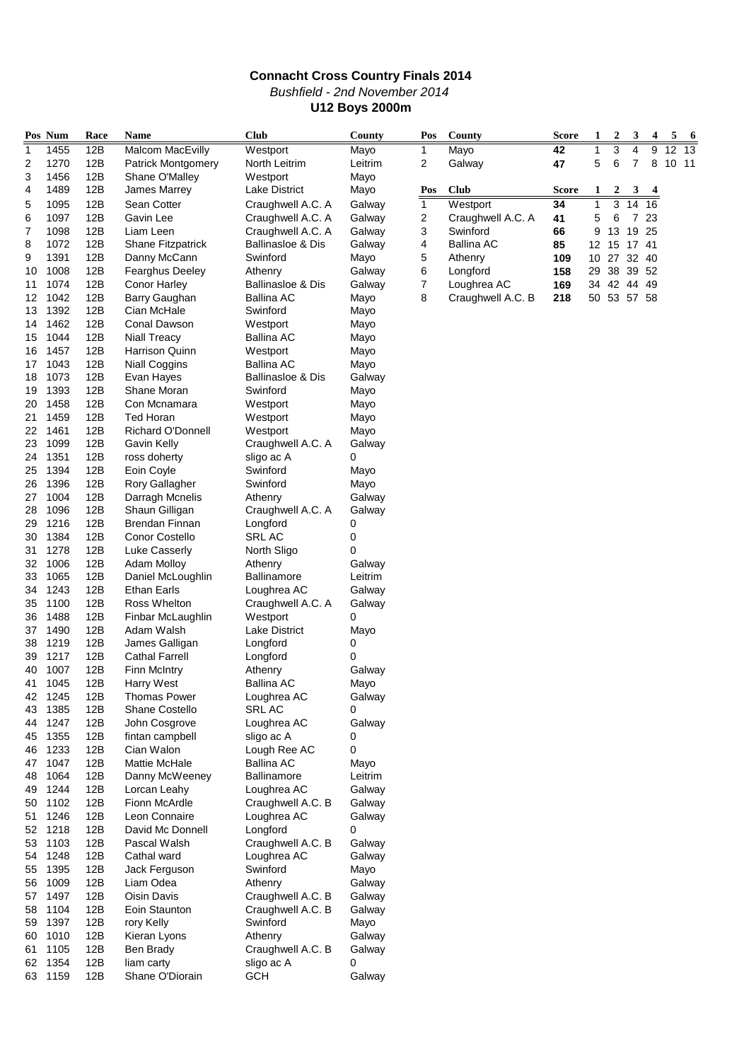# Connacht Cross Country Finals 2014

*Bushfield - 2nd November 2014*

**U12 Boys 2000m**

| Pos | Num | Race | Name | Club | County |
|---|---|---|---|---|---|
| 1 | 1455 | 12B | Malcom MacEvilly | Westport | Mayo |
| 2 | 1270 | 12B | Patrick Montgomery | North Leitrim | Leitrim |
| 3 | 1456 | 12B | Shane O'Malley | Westport | Mayo |
| 4 | 1489 | 12B | James Marrey | Lake District | Mayo |
| 5 | 1095 | 12B | Sean Cotter | Craughwell A.C. A | Galway |
| 6 | 1097 | 12B | Gavin Lee | Craughwell A.C. A | Galway |
| 7 | 1098 | 12B | Liam Leen | Craughwell A.C. A | Galway |
| 8 | 1072 | 12B | Shane Fitzpatrick | Ballinasloe & Dis | Galway |
| 9 | 1391 | 12B | Danny McCann | Swinford | Mayo |
| 10 | 1008 | 12B | Fearghus Deeley | Athenry | Galway |
| 11 | 1074 | 12B | Conor Harley | Ballinasloe & Dis | Galway |
| 12 | 1042 | 12B | Barry Gaughan | Ballina AC | Mayo |
| 13 | 1392 | 12B | Cian McHale | Swinford | Mayo |
| 14 | 1462 | 12B | Conal Dawson | Westport | Mayo |
| 15 | 1044 | 12B | Niall Treacy | Ballina AC | Mayo |
| 16 | 1457 | 12B | Harrison Quinn | Westport | Mayo |
| 17 | 1043 | 12B | Niall Coggins | Ballina AC | Mayo |
| 18 | 1073 | 12B | Evan Hayes | Ballinasloe & Dis | Galway |
| 19 | 1393 | 12B | Shane Moran | Swinford | Mayo |
| 20 | 1458 | 12B | Con Mcnamara | Westport | Mayo |
| 21 | 1459 | 12B | Ted Horan | Westport | Mayo |
| 22 | 1461 | 12B | Richard O'Donnell | Westport | Mayo |
| 23 | 1099 | 12B | Gavin Kelly | Craughwell A.C. A | Galway |
| 24 | 1351 | 12B | ross doherty | sligo ac A | 0 |
| 25 | 1394 | 12B | Eoin Coyle | Swinford | Mayo |
| 26 | 1396 | 12B | Rory Gallagher | Swinford | Mayo |
| 27 | 1004 | 12B | Darragh Mcnelis | Athenry | Galway |
| 28 | 1096 | 12B | Shaun Gilligan | Craughwell A.C. A | Galway |
| 29 | 1216 | 12B | Brendan Finnan | Longford | 0 |
| 30 | 1384 | 12B | Conor Costello | SRL AC | 0 |
| 31 | 1278 | 12B | Luke Casserly | North Sligo | 0 |
| 32 | 1006 | 12B | Adam Molloy | Athenry | Galway |
| 33 | 1065 | 12B | Daniel McLoughlin | Ballinamore | Leitrim |
| 34 | 1243 | 12B | Ethan Earls | Loughrea AC | Galway |
| 35 | 1100 | 12B | Ross Whelton | Craughwell A.C. A | Galway |
| 36 | 1488 | 12B | Finbar McLaughlin | Westport | 0 |
| 37 | 1490 | 12B | Adam Walsh | Lake District | Mayo |
| 38 | 1219 | 12B | James Galligan | Longford | 0 |
| 39 | 1217 | 12B | Cathal Farrell | Longford | 0 |
| 40 | 1007 | 12B | Finn McIntry | Athenry | Galway |
| 41 | 1045 | 12B | Harry West | Ballina AC | Mayo |
| 42 | 1245 | 12B | Thomas Power | Loughrea AC | Galway |
| 43 | 1385 | 12B | Shane Costello | SRL AC | 0 |
| 44 | 1247 | 12B | John Cosgrove | Loughrea AC | Galway |
| 45 | 1355 | 12B | fintan campbell | sligo ac A | 0 |
| 46 | 1233 | 12B | Cian Walon | Lough Ree AC | 0 |
| 47 | 1047 | 12B | Mattie McHale | Ballina AC | Mayo |
| 48 | 1064 | 12B | Danny McWeeney | Ballinamore | Leitrim |
| 49 | 1244 | 12B | Lorcan Leahy | Loughrea AC | Galway |
| 50 | 1102 | 12B | Fionn McArdle | Craughwell A.C. B | Galway |
| 51 | 1246 | 12B | Leon Connaire | Loughrea AC | Galway |
| 52 | 1218 | 12B | David Mc Donnell | Longford | 0 |
| 53 | 1103 | 12B | Pascal Walsh | Craughwell A.C. B | Galway |
| 54 | 1248 | 12B | Cathal ward | Loughrea AC | Galway |
| 55 | 1395 | 12B | Jack Ferguson | Swinford | Mayo |
| 56 | 1009 | 12B | Liam Odea | Athenry | Galway |
| 57 | 1497 | 12B | Oisin Davis | Craughwell A.C. B | Galway |
| 58 | 1104 | 12B | Eoin Staunton | Craughwell A.C. B | Galway |
| 59 | 1397 | 12B | rory Kelly | Swinford | Mayo |
| 60 | 1010 | 12B | Kieran Lyons | Athenry | Galway |
| 61 | 1105 | 12B | Ben Brady | Craughwell A.C. B | Galway |
| 62 | 1354 | 12B | liam carty | sligo ac A | 0 |
| 63 | 1159 | 12B | Shane O'Diorain | GCH | Galway |

| Pos | County | Score | 1 | 2 | 3 | 4 | 5 | 6 |
|---|---|---|---|---|---|---|---|---|
| 1 | Mayo | 42 | 1 | 3 | 4 | 9 | 12 | 13 |
| 2 | Galway | 47 | 5 | 6 | 7 | 8 | 10 | 11 |

| Pos | Club | Score | 1 | 2 | 3 | 4 |
|---|---|---|---|---|---|---|
| 1 | Westport | 34 | 1 | 3 | 14 | 16 |
| 2 | Craughwell A.C. A | 41 | 5 | 6 | 7 | 23 |
| 3 | Swinford | 66 | 9 | 13 | 19 | 25 |
| 4 | Ballina AC | 85 | 12 | 15 | 17 | 41 |
| 5 | Athenry | 109 | 10 | 27 | 32 | 40 |
| 6 | Longford | 158 | 29 | 38 | 39 | 52 |
| 7 | Loughrea AC | 169 | 34 | 42 | 44 | 49 |
| 8 | Craughwell A.C. B | 218 | 50 | 53 | 57 | 58 |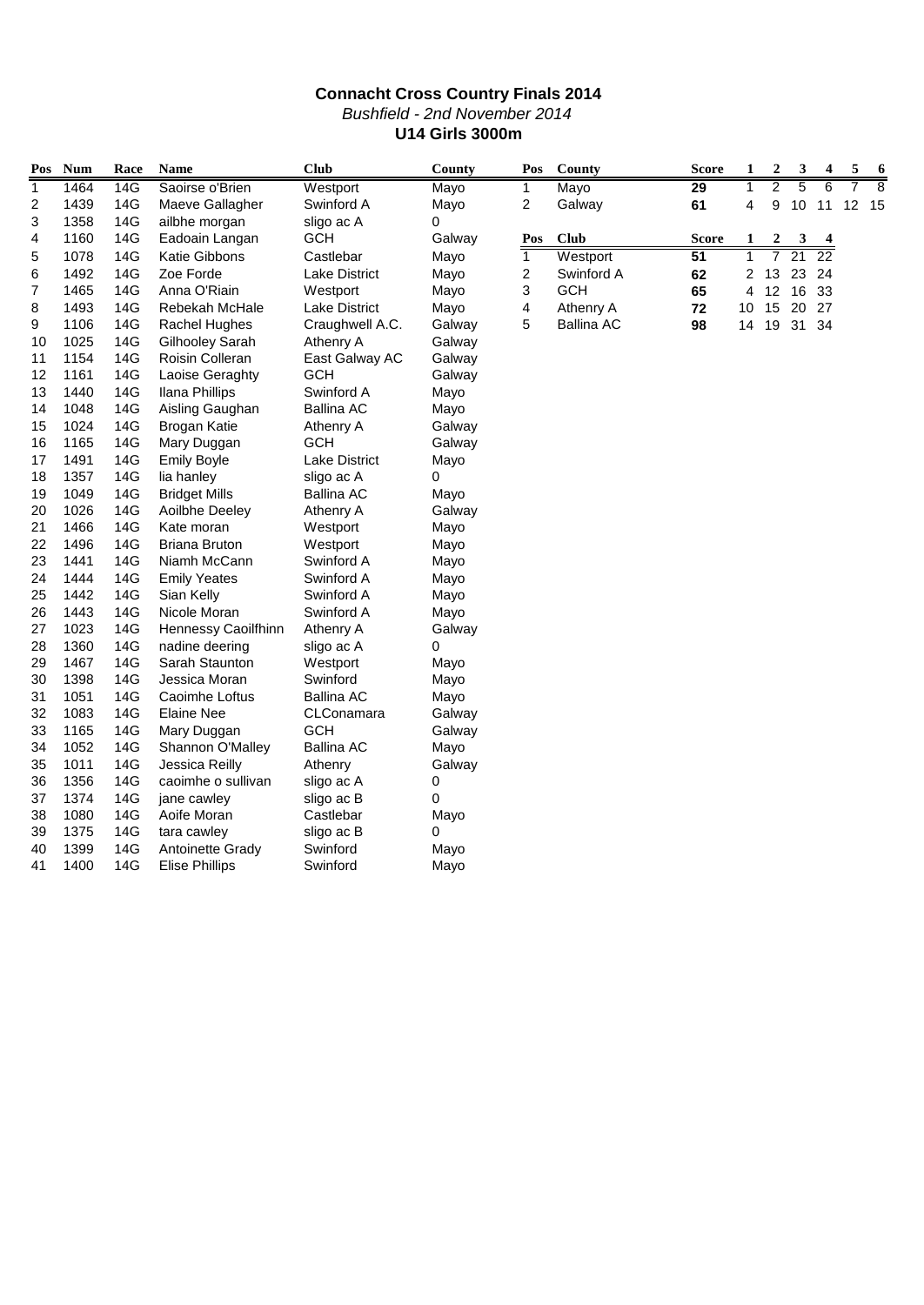**Connacht Cross Country Finals 2014**

*Bushfield - 2nd November 2014*

**U14 Girls 3000m**

| Pos | Num | Race | Name | Club | County |
|---|---|---|---|---|---|
| 1 | 1464 | 14G | Saoirse o'Brien | Westport | Mayo |
| 2 | 1439 | 14G | Maeve Gallagher | Swinford A | Mayo |
| 3 | 1358 | 14G | ailbhe morgan | sligo ac A | 0 |
| 4 | 1160 | 14G | Eadoain Langan | GCH | Galway |
| 5 | 1078 | 14G | Katie Gibbons | Castlebar | Mayo |
| 6 | 1492 | 14G | Zoe Forde | Lake District | Mayo |
| 7 | 1465 | 14G | Anna O'Riain | Westport | Mayo |
| 8 | 1493 | 14G | Rebekah McHale | Lake District | Mayo |
| 9 | 1106 | 14G | Rachel Hughes | Craughwell A.C. | Galway |
| 10 | 1025 | 14G | Gilhooley Sarah | Athenry A | Galway |
| 11 | 1154 | 14G | Roisin Colleran | East Galway AC | Galway |
| 12 | 1161 | 14G | Laoise Geraghty | GCH | Galway |
| 13 | 1440 | 14G | Ilana Phillips | Swinford A | Mayo |
| 14 | 1048 | 14G | Aisling Gaughan | Ballina AC | Mayo |
| 15 | 1024 | 14G | Brogan Katie | Athenry A | Galway |
| 16 | 1165 | 14G | Mary Duggan | GCH | Galway |
| 17 | 1491 | 14G | Emily Boyle | Lake District | Mayo |
| 18 | 1357 | 14G | lia hanley | sligo ac A | 0 |
| 19 | 1049 | 14G | Bridget Mills | Ballina AC | Mayo |
| 20 | 1026 | 14G | Aoilbhe Deeley | Athenry A | Galway |
| 21 | 1466 | 14G | Kate moran | Westport | Mayo |
| 22 | 1496 | 14G | Briana Bruton | Westport | Mayo |
| 23 | 1441 | 14G | Niamh McCann | Swinford A | Mayo |
| 24 | 1444 | 14G | Emily Yeates | Swinford A | Mayo |
| 25 | 1442 | 14G | Sian Kelly | Swinford A | Mayo |
| 26 | 1443 | 14G | Nicole Moran | Swinford A | Mayo |
| 27 | 1023 | 14G | Hennessy Caoilfhinn | Athenry A | Galway |
| 28 | 1360 | 14G | nadine deering | sligo ac A | 0 |
| 29 | 1467 | 14G | Sarah Staunton | Westport | Mayo |
| 30 | 1398 | 14G | Jessica Moran | Swinford | Mayo |
| 31 | 1051 | 14G | Caoimhe Loftus | Ballina AC | Mayo |
| 32 | 1083 | 14G | Elaine Nee | CLConamara | Galway |
| 33 | 1165 | 14G | Mary Duggan | GCH | Galway |
| 34 | 1052 | 14G | Shannon O'Malley | Ballina AC | Mayo |
| 35 | 1011 | 14G | Jessica Reilly | Athenry | Galway |
| 36 | 1356 | 14G | caoimhe o sullivan | sligo ac A | 0 |
| 37 | 1374 | 14G | jane cawley | sligo ac B | 0 |
| 38 | 1080 | 14G | Aoife Moran | Castlebar | Mayo |
| 39 | 1375 | 14G | tara cawley | sligo ac B | 0 |
| 40 | 1399 | 14G | Antoinette Grady | Swinford | Mayo |
| 41 | 1400 | 14G | Elise Phillips | Swinford | Mayo |

| Pos | County | Score | 1 | 2 | 3 | 4 | 5 | 6 |
|---|---|---|---|---|---|---|---|---|
| 1 | Mayo | **29** | 1 | 2 | 5 | 6 | 7 | 8 |
| 2 | Galway | **61** | 4 | 9 | 10 | 11 | 12 | 15 |

| Pos | Club | Score | 1 | 2 | 3 | 4 |
|---|---|---|---|---|---|---|
| 1 | Westport | **51** | 1 | 7 | 21 | 22 |
| 2 | Swinford A | **62** | 2 | 13 | 23 | 24 |
| 3 | GCH | **65** | 4 | 12 | 16 | 33 |
| 4 | Athenry A | **72** | 10 | 15 | 20 | 27 |
| 5 | Ballina AC | **98** | 14 | 19 | 31 | 34 |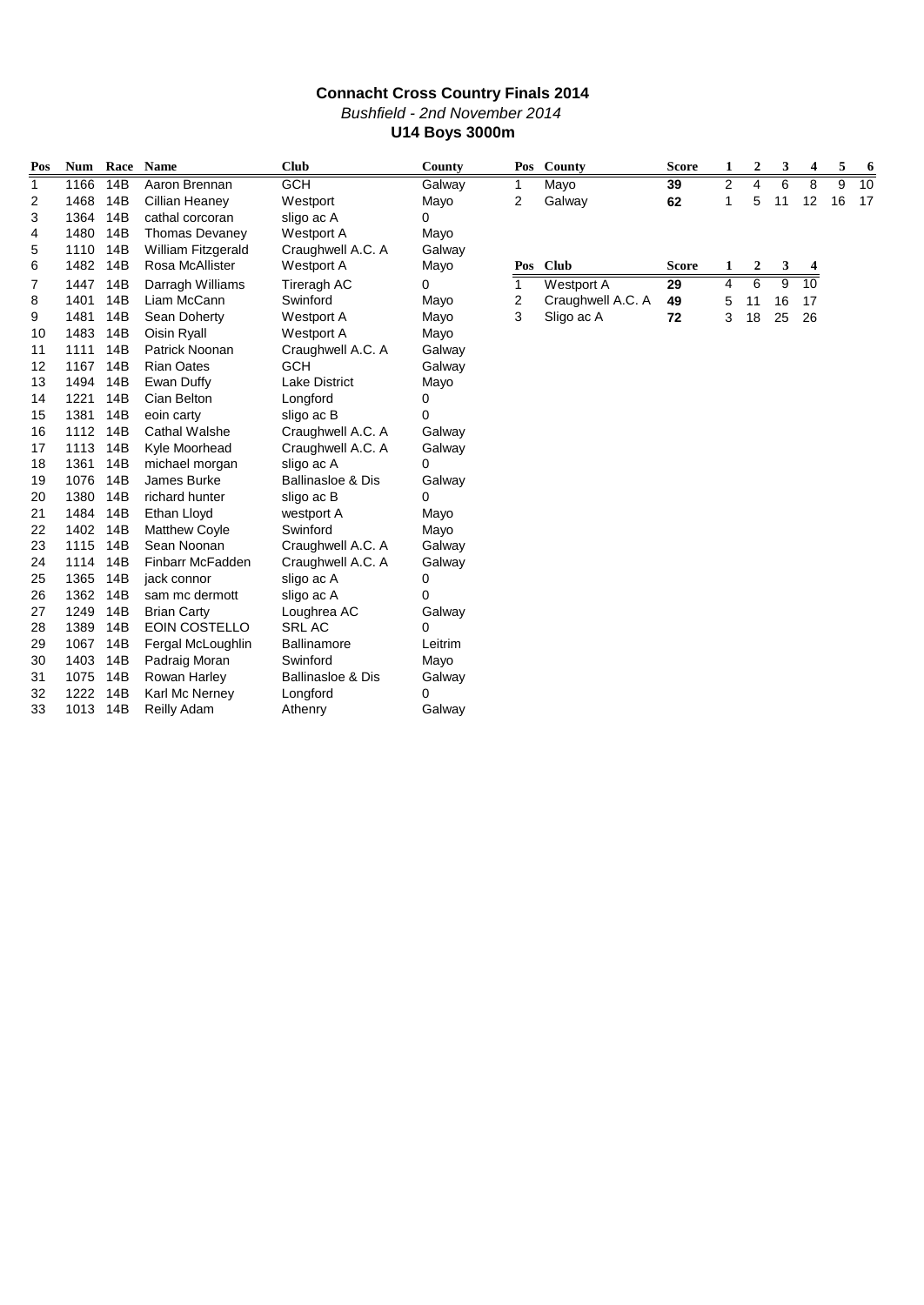# Connacht Cross Country Finals 2014

*Bushfield - 2nd November 2014*

**U14 Boys 3000m**

| Pos | Num | Race | Name | Club | County |
|---|---|---|---|---|---|
| 1 | 1166 | 14B | Aaron Brennan | GCH | Galway |
| 2 | 1468 | 14B | Cillian Heaney | Westport | Mayo |
| 3 | 1364 | 14B | cathal corcoran | sligo ac A | 0 |
| 4 | 1480 | 14B | Thomas Devaney | Westport A | Mayo |
| 5 | 1110 | 14B | William Fitzgerald | Craughwell A.C. A | Galway |
| 6 | 1482 | 14B | Rosa McAllister | Westport A | Mayo |
| 7 | 1447 | 14B | Darragh Williams | Tireragh AC | 0 |
| 8 | 1401 | 14B | Liam McCann | Swinford | Mayo |
| 9 | 1481 | 14B | Sean Doherty | Westport A | Mayo |
| 10 | 1483 | 14B | Oisin Ryall | Westport A | Mayo |
| 11 | 1111 | 14B | Patrick Noonan | Craughwell A.C. A | Galway |
| 12 | 1167 | 14B | Rian Oates | GCH | Galway |
| 13 | 1494 | 14B | Ewan Duffy | Lake District | Mayo |
| 14 | 1221 | 14B | Cian Belton | Longford | 0 |
| 15 | 1381 | 14B | eoin carty | sligo ac B | 0 |
| 16 | 1112 | 14B | Cathal Walshe | Craughwell A.C. A | Galway |
| 17 | 1113 | 14B | Kyle Moorhead | Craughwell A.C. A | Galway |
| 18 | 1361 | 14B | michael morgan | sligo ac A | 0 |
| 19 | 1076 | 14B | James Burke | Ballinasloe & Dis | Galway |
| 20 | 1380 | 14B | richard hunter | sligo ac B | 0 |
| 21 | 1484 | 14B | Ethan Lloyd | westport A | Mayo |
| 22 | 1402 | 14B | Matthew Coyle | Swinford | Mayo |
| 23 | 1115 | 14B | Sean Noonan | Craughwell A.C. A | Galway |
| 24 | 1114 | 14B | Finbarr McFadden | Craughwell A.C. A | Galway |
| 25 | 1365 | 14B | jack connor | sligo ac A | 0 |
| 26 | 1362 | 14B | sam mc dermott | sligo ac A | 0 |
| 27 | 1249 | 14B | Brian Carty | Loughrea AC | Galway |
| 28 | 1389 | 14B | EOIN COSTELLO | SRL AC | 0 |
| 29 | 1067 | 14B | Fergal McLoughlin | Ballinamore | Leitrim |
| 30 | 1403 | 14B | Padraig Moran | Swinford | Mayo |
| 31 | 1075 | 14B | Rowan Harley | Ballinasloe & Dis | Galway |
| 32 | 1222 | 14B | Karl Mc Nerney | Longford | 0 |
| 33 | 1013 | 14B | Reilly Adam | Athenry | Galway |

| Pos | County | Score | 1 | 2 | 3 | 4 | 5 | 6 |
|---|---|---|---|---|---|---|---|---|
| 1 | Mayo | **39** | 2 | 4 | 6 | 8 | 9 | 10 |
| 2 | Galway | **62** | 1 | 5 | 11 | 12 | 16 | 17 |

| Pos | Club | Score | 1 | 2 | 3 | 4 |
|---|---|---|---|---|---|---|
| 1 | Westport A | **29** | 4 | 6 | 9 | 10 |
| 2 | Craughwell A.C. A | **49** | 5 | 11 | 16 | 17 |
| 3 | Sligo ac A | **72** | 3 | 18 | 25 | 26 |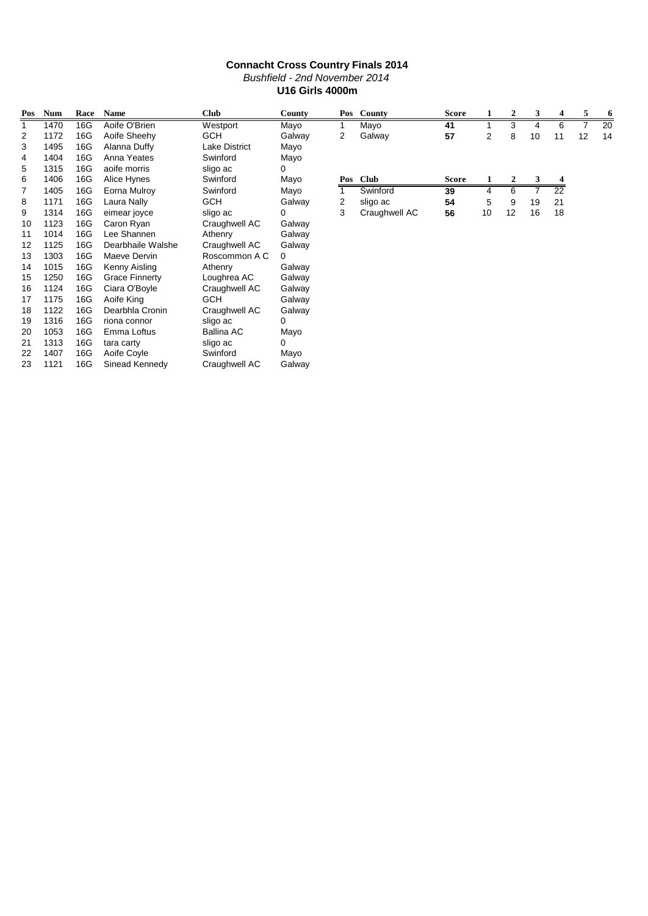## Connacht Cross Country Finals 2014

*Bushfield - 2nd November 2014*

**U16 Girls 4000m**

| Pos | Num | Race | Name | Club | County |
|---|---|---|---|---|---|
| 1 | 1470 | 16G | Aoife O'Brien | Westport | Mayo |
| 2 | 1172 | 16G | Aoife Sheehy | GCH | Galway |
| 3 | 1495 | 16G | Alanna Duffy | Lake District | Mayo |
| 4 | 1404 | 16G | Anna Yeates | Swinford | Mayo |
| 5 | 1315 | 16G | aoife morris | sligo ac | 0 |
| 6 | 1406 | 16G | Alice Hynes | Swinford | Mayo |
| 7 | 1405 | 16G | Eorna Mulroy | Swinford | Mayo |
| 8 | 1171 | 16G | Laura Nally | GCH | Galway |
| 9 | 1314 | 16G | eimear joyce | sligo ac | 0 |
| 10 | 1123 | 16G | Caron Ryan | Craughwell AC | Galway |
| 11 | 1014 | 16G | Lee Shannen | Athenry | Galway |
| 12 | 1125 | 16G | Dearbhaile Walshe | Craughwell AC | Galway |
| 13 | 1303 | 16G | Maeve Dervin | Roscommon A C | 0 |
| 14 | 1015 | 16G | Kenny Aisling | Athenry | Galway |
| 15 | 1250 | 16G | Grace Finnerty | Loughrea AC | Galway |
| 16 | 1124 | 16G | Ciara O'Boyle | Craughwell AC | Galway |
| 17 | 1175 | 16G | Aoife King | GCH | Galway |
| 18 | 1122 | 16G | Dearbhla Cronin | Craughwell AC | Galway |
| 19 | 1316 | 16G | riona connor | sligo ac | 0 |
| 20 | 1053 | 16G | Emma Loftus | Ballina AC | Mayo |
| 21 | 1313 | 16G | tara carty | sligo ac | 0 |
| 22 | 1407 | 16G | Aoife Coyle | Swinford | Mayo |
| 23 | 1121 | 16G | Sinead Kennedy | Craughwell AC | Galway |

| Pos | County | Score | 1 | 2 | 3 | 4 | 5 | 6 |
|---|---|---|---|---|---|---|---|---|
| 1 | Mayo | **41** | 1 | 3 | 4 | 6 | 7 | 20 |
| 2 | Galway | **57** | 2 | 8 | 10 | 11 | 12 | 14 |

| Pos | Club | Score | 1 | 2 | 3 | 4 |
|---|---|---|---|---|---|---|
| 1 | Swinford | **39** | 4 | 6 | 7 | 22 |
| 2 | sligo ac | **54** | 5 | 9 | 19 | 21 |
| 3 | Craughwell AC | **56** | 10 | 12 | 16 | 18 |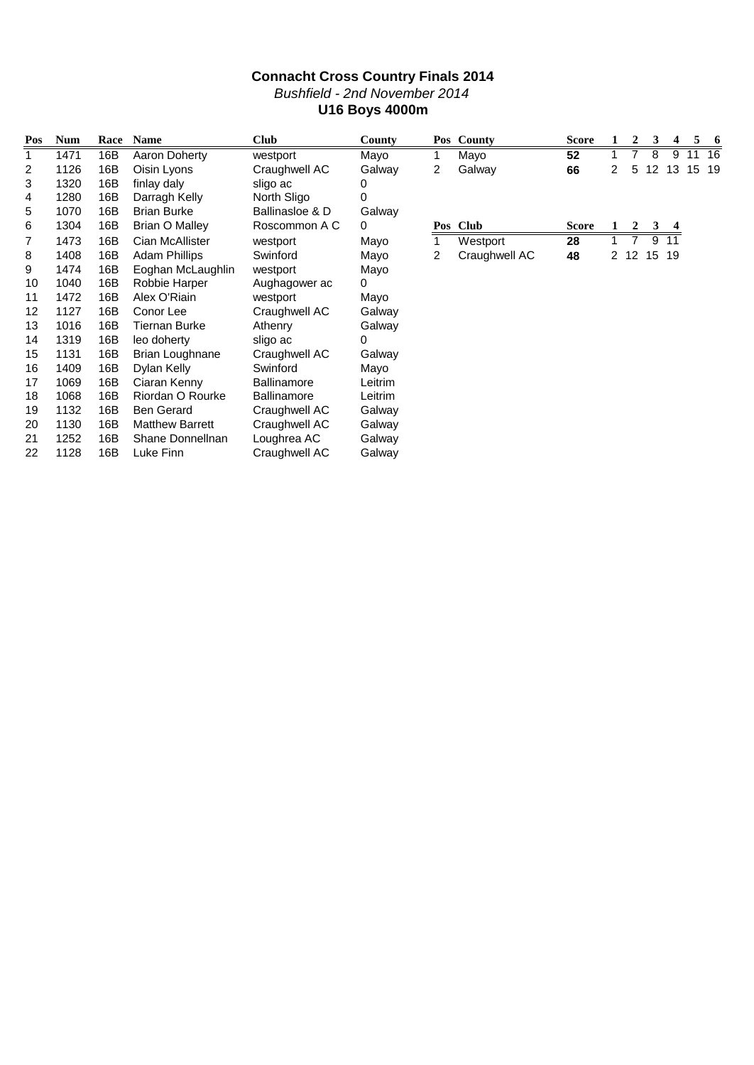# Connacht Cross Country Finals 2014

*Bushfield - 2nd November 2014*

**U16 Boys 4000m**

| Pos | Num | Race | Name | Club | County |
|---|---|---|---|---|---|
| 1 | 1471 | 16B | Aaron Doherty | westport | Mayo |
| 2 | 1126 | 16B | Oisin Lyons | Craughwell AC | Galway |
| 3 | 1320 | 16B | finlay daly | sligo ac | 0 |
| 4 | 1280 | 16B | Darragh Kelly | North Sligo | 0 |
| 5 | 1070 | 16B | Brian Burke | Ballinasloe & D | Galway |
| 6 | 1304 | 16B | Brian O Malley | Roscommon A C | 0 |
| 7 | 1473 | 16B | Cian McAllister | westport | Mayo |
| 8 | 1408 | 16B | Adam Phillips | Swinford | Mayo |
| 9 | 1474 | 16B | Eoghan McLaughlin | westport | Mayo |
| 10 | 1040 | 16B | Robbie Harper | Aughagower ac | 0 |
| 11 | 1472 | 16B | Alex O'Riain | westport | Mayo |
| 12 | 1127 | 16B | Conor Lee | Craughwell AC | Galway |
| 13 | 1016 | 16B | Tiernan Burke | Athenry | Galway |
| 14 | 1319 | 16B | leo doherty | sligo ac | 0 |
| 15 | 1131 | 16B | Brian Loughnane | Craughwell AC | Galway |
| 16 | 1409 | 16B | Dylan Kelly | Swinford | Mayo |
| 17 | 1069 | 16B | Ciaran Kenny | Ballinamore | Leitrim |
| 18 | 1068 | 16B | Riordan O Rourke | Ballinamore | Leitrim |
| 19 | 1132 | 16B | Ben Gerard | Craughwell AC | Galway |
| 20 | 1130 | 16B | Matthew Barrett | Craughwell AC | Galway |
| 21 | 1252 | 16B | Shane Donnellnan | Loughrea AC | Galway |
| 22 | 1128 | 16B | Luke Finn | Craughwell AC | Galway |

| Pos | County | Score | 1 | 2 | 3 | 4 | 5 | 6 |
|---|---|---|---|---|---|---|---|---|
| 1 | Mayo | **52** | 1 | 7 | 8 | 9 | 11 | 16 |
| 2 | Galway | **66** | 2 | 5 | 12 | 13 | 15 | 19 |

| Pos | Club | Score | 1 | 2 | 3 | 4 |
|---|---|---|---|---|---|---|
| 1 | Westport | **28** | 1 | 7 | 9 | 11 |
| 2 | Craughwell AC | **48** | 2 | 12 | 15 | 19 |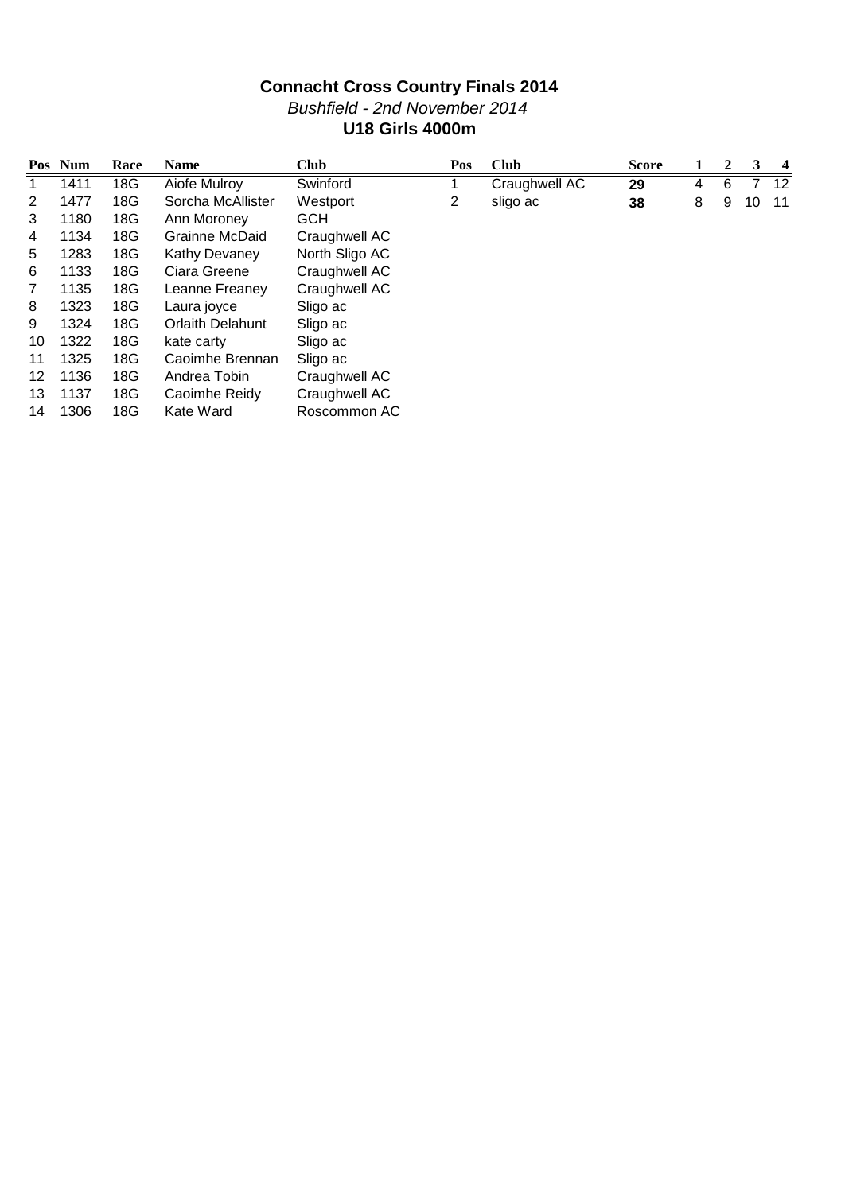# Connacht Cross Country Finals 2014

*Bushfield - 2nd November 2014*

## U18 Girls 4000m

| Pos | Num | Race | Name | Club |
|---|---|---|---|---|
| 1 | 1411 | 18G | Aiofe Mulroy | Swinford |
| 2 | 1477 | 18G | Sorcha McAllister | Westport |
| 3 | 1180 | 18G | Ann Moroney | GCH |
| 4 | 1134 | 18G | Grainne McDaid | Craughwell AC |
| 5 | 1283 | 18G | Kathy Devaney | North Sligo AC |
| 6 | 1133 | 18G | Ciara Greene | Craughwell AC |
| 7 | 1135 | 18G | Leanne Freaney | Craughwell AC |
| 8 | 1323 | 18G | Laura joyce | Sligo ac |
| 9 | 1324 | 18G | Orlaith Delahunt | Sligo ac |
| 10 | 1322 | 18G | kate carty | Sligo ac |
| 11 | 1325 | 18G | Caoimhe Brennan | Sligo ac |
| 12 | 1136 | 18G | Andrea Tobin | Craughwell AC |
| 13 | 1137 | 18G | Caoimhe Reidy | Craughwell AC |
| 14 | 1306 | 18G | Kate Ward | Roscommon AC |

| Pos | Club | Score | 1 | 2 | 3 | 4 |
|---|---|---|---|---|---|---|
| 1 | Craughwell AC | **29** | 4 | 6 | 7 | 12 |
| 2 | sligo ac | **38** | 8 | 9 | 10 | 11 |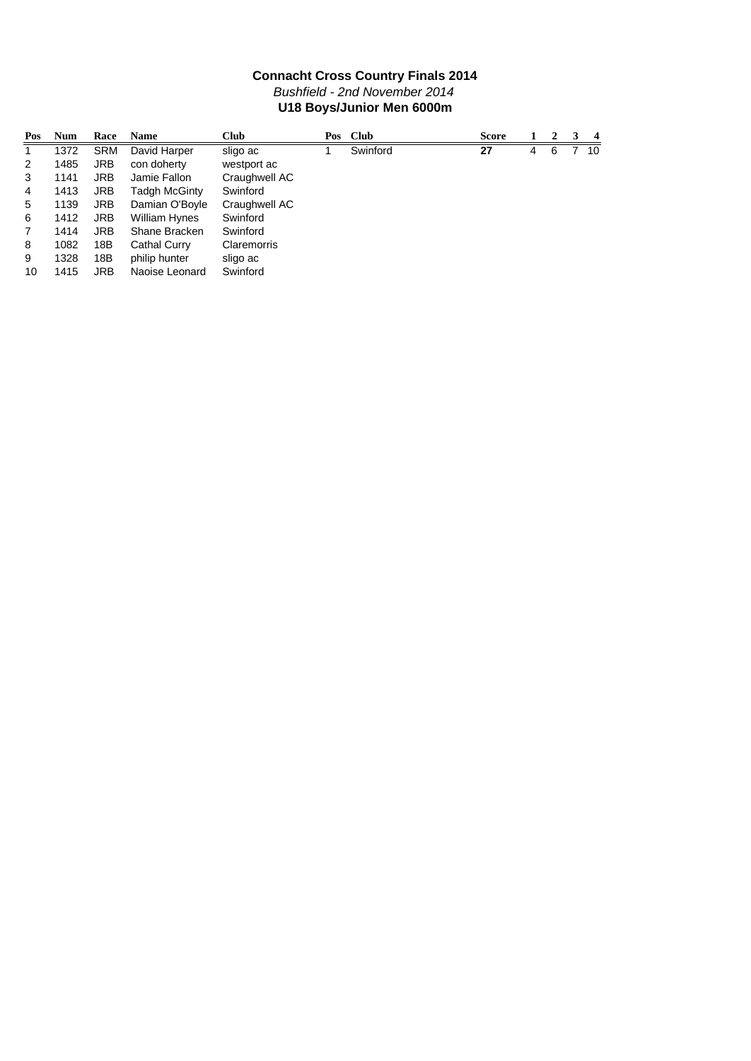**Connacht Cross Country Finals 2014**

*Bushfield - 2nd November 2014*

**U18 Boys/Junior Men 6000m**

| Pos | Num | Race | Name | Club |
|---|---|---|---|---|
| 1 | 1372 | SRM | David Harper | sligo ac |
| 2 | 1485 | JRB | con doherty | westport ac |
| 3 | 1141 | JRB | Jamie Fallon | Craughwell AC |
| 4 | 1413 | JRB | Tadgh McGinty | Swinford |
| 5 | 1139 | JRB | Damian O'Boyle | Craughwell AC |
| 6 | 1412 | JRB | William Hynes | Swinford |
| 7 | 1414 | JRB | Shane Bracken | Swinford |
| 8 | 1082 | 18B | Cathal Curry | Claremorris |
| 9 | 1328 | 18B | philip hunter | sligo ac |
| 10 | 1415 | JRB | Naoise Leonard | Swinford |

| Pos | Club | Score | 1 | 2 | 3 | 4 |
|---|---|---|---|---|---|---|
| 1 | Swinford | **27** | 4 | 6 | 7 | 10 |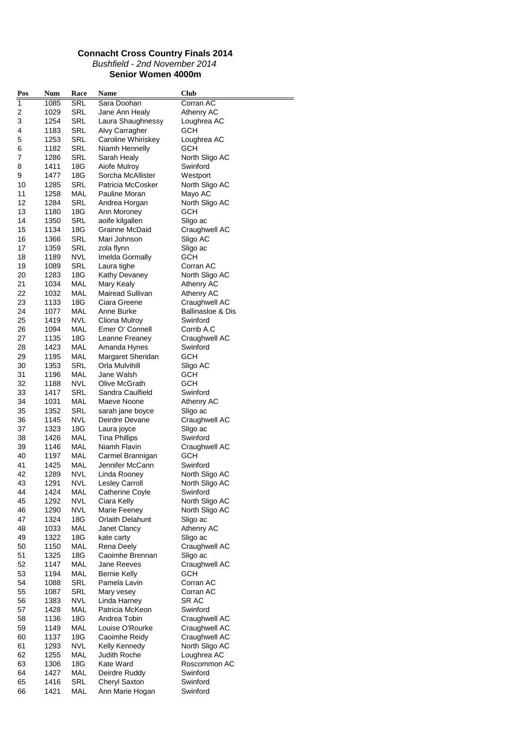**Connacht Cross Country Finals 2014**

*Bushfield - 2nd November 2014*

**Senior Women 4000m**

| Pos | Num | Race | Name | Club |
|---|---|---|---|---|
| 1 | 1085 | SRL | Sara Doohan | Corran AC |
| 2 | 1029 | SRL | Jane Ann Healy | Athenry AC |
| 3 | 1254 | SRL | Laura Shaughnessy | Loughrea AC |
| 4 | 1183 | SRL | Alvy Carragher | GCH |
| 5 | 1253 | SRL | Caroline Whiriskey | Loughrea AC |
| 6 | 1182 | SRL | Niamh Hennelly | GCH |
| 7 | 1286 | SRL | Sarah Healy | North Sligo AC |
| 8 | 1411 | 18G | Aiofe Mulroy | Swinford |
| 9 | 1477 | 18G | Sorcha McAllister | Westport |
| 10 | 1285 | SRL | Patricia McCosker | North Sligo AC |
| 11 | 1258 | MAL | Pauline Moran | Mayo AC |
| 12 | 1284 | SRL | Andrea Horgan | North Sligo AC |
| 13 | 1180 | 18G | Ann Moroney | GCH |
| 14 | 1350 | SRL | aoife kilgallen | Sligo ac |
| 15 | 1134 | 18G | Grainne McDaid | Craughwell AC |
| 16 | 1366 | SRL | Mari Johnson | Sligo AC |
| 17 | 1359 | SRL | zola flynn | Sligo ac |
| 18 | 1189 | NVL | Imelda Gormally | GCH |
| 19 | 1089 | SRL | Laura tighe | Corran AC |
| 20 | 1283 | 18G | Kathy Devaney | North Sligo AC |
| 21 | 1034 | MAL | Mary Kealy | Athenry AC |
| 22 | 1032 | MAL | Mairead Sullivan | Athenry AC |
| 23 | 1133 | 18G | Ciara Greene | Craughwell AC |
| 24 | 1077 | MAL | Anne Burke | Ballinasloe & Dis |
| 25 | 1419 | NVL | Cliona Mulroy | Swinford |
| 26 | 1094 | MAL | Emer O' Connell | Corrib A.C |
| 27 | 1135 | 18G | Leanne Freaney | Craughwell AC |
| 28 | 1423 | MAL | Amanda Hynes | Swinford |
| 29 | 1195 | MAL | Margaret Sheridan | GCH |
| 30 | 1353 | SRL | Orla Mulvihill | Sligo AC |
| 31 | 1196 | MAL | Jane Walsh | GCH |
| 32 | 1188 | NVL | Olive McGrath | GCH |
| 33 | 1417 | SRL | Sandra Caulfield | Swinford |
| 34 | 1031 | MAL | Maeve Noone | Athenry AC |
| 35 | 1352 | SRL | sarah jane boyce | Sligo ac |
| 36 | 1145 | NVL | Deirdre Devane | Craughwell AC |
| 37 | 1323 | 18G | Laura joyce | Sligo ac |
| 38 | 1426 | MAL | Tina Phillips | Swinford |
| 39 | 1146 | MAL | Niamh Flavin | Craughwell AC |
| 40 | 1197 | MAL | Carmel Brannigan | GCH |
| 41 | 1425 | MAL | Jennifer McCann | Swinford |
| 42 | 1289 | NVL | Linda Rooney | North Sligo AC |
| 43 | 1291 | NVL | Lesley Carroll | North Sligo AC |
| 44 | 1424 | MAL | Catherine Coyle | Swinford |
| 45 | 1292 | NVL | Ciara Kelly | North Sligo AC |
| 46 | 1290 | NVL | Marie Feeney | North Sligo AC |
| 47 | 1324 | 18G | Orlaith Delahunt | Sligo ac |
| 48 | 1033 | MAL | Janet Clancy | Athenry AC |
| 49 | 1322 | 18G | kate carty | Sligo ac |
| 50 | 1150 | MAL | Rena Deely | Craughwell AC |
| 51 | 1325 | 18G | Caoimhe Brennan | Sligo ac |
| 52 | 1147 | MAL | Jane Reeves | Craughwell AC |
| 53 | 1194 | MAL | Bernie Kelly | GCH |
| 54 | 1088 | SRL | Pamela Lavin | Corran AC |
| 55 | 1087 | SRL | Mary vesey | Corran AC |
| 56 | 1383 | NVL | Linda Harney | SR AC |
| 57 | 1428 | MAL | Patricia McKeon | Swinford |
| 58 | 1136 | 18G | Andrea Tobin | Craughwell AC |
| 59 | 1149 | MAL | Louise O'Rourke | Craughwell AC |
| 60 | 1137 | 18G | Caoimhe Reidy | Craughwell AC |
| 61 | 1293 | NVL | Kelly Kennedy | North Sligo AC |
| 62 | 1255 | MAL | Judith Roche | Loughrea AC |
| 63 | 1306 | 18G | Kate Ward | Roscommon AC |
| 64 | 1427 | MAL | Deirdre Ruddy | Swinford |
| 65 | 1416 | SRL | Cheryl Saxton | Swinford |
| 66 | 1421 | MAL | Ann Marie Hogan | Swinford |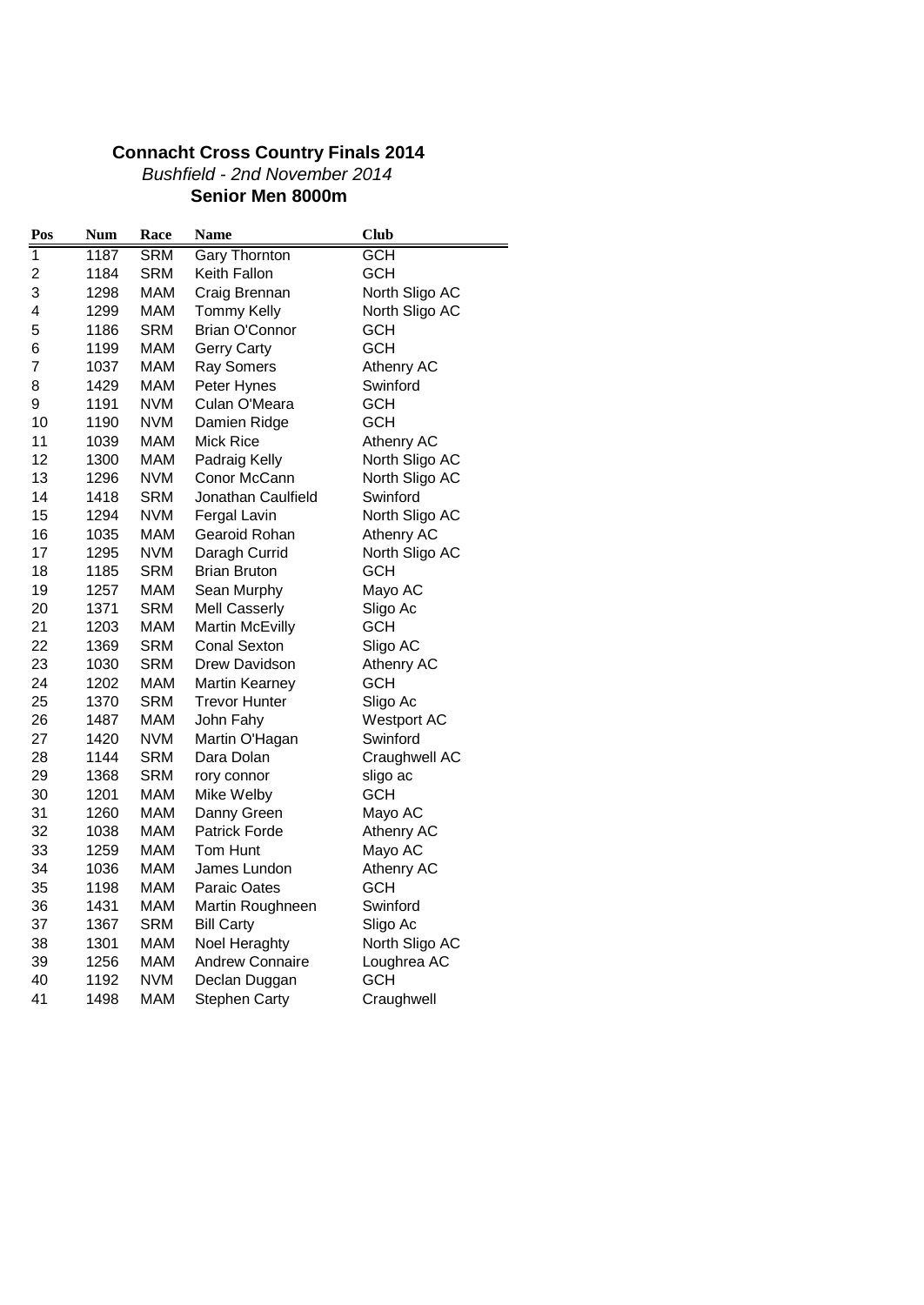# Connacht Cross Country Finals 2014

*Bushfield - 2nd November 2014*

## Senior Men 8000m

| Pos | Num | Race | Name | Club |
|---|---|---|---|---|
| 1 | 1187 | SRM | Gary Thornton | GCH |
| 2 | 1184 | SRM | Keith Fallon | GCH |
| 3 | 1298 | MAM | Craig Brennan | North Sligo AC |
| 4 | 1299 | MAM | Tommy Kelly | North Sligo AC |
| 5 | 1186 | SRM | Brian O'Connor | GCH |
| 6 | 1199 | MAM | Gerry Carty | GCH |
| 7 | 1037 | MAM | Ray Somers | Athenry AC |
| 8 | 1429 | MAM | Peter Hynes | Swinford |
| 9 | 1191 | NVM | Culan O'Meara | GCH |
| 10 | 1190 | NVM | Damien Ridge | GCH |
| 11 | 1039 | MAM | Mick Rice | Athenry AC |
| 12 | 1300 | MAM | Padraig Kelly | North Sligo AC |
| 13 | 1296 | NVM | Conor McCann | North Sligo AC |
| 14 | 1418 | SRM | Jonathan Caulfield | Swinford |
| 15 | 1294 | NVM | Fergal Lavin | North Sligo AC |
| 16 | 1035 | MAM | Gearoid Rohan | Athenry AC |
| 17 | 1295 | NVM | Daragh Currid | North Sligo AC |
| 18 | 1185 | SRM | Brian Bruton | GCH |
| 19 | 1257 | MAM | Sean Murphy | Mayo AC |
| 20 | 1371 | SRM | Mell Casserly | Sligo Ac |
| 21 | 1203 | MAM | Martin McEvilly | GCH |
| 22 | 1369 | SRM | Conal Sexton | Sligo AC |
| 23 | 1030 | SRM | Drew Davidson | Athenry AC |
| 24 | 1202 | MAM | Martin Kearney | GCH |
| 25 | 1370 | SRM | Trevor Hunter | Sligo Ac |
| 26 | 1487 | MAM | John Fahy | Westport AC |
| 27 | 1420 | NVM | Martin O'Hagan | Swinford |
| 28 | 1144 | SRM | Dara Dolan | Craughwell AC |
| 29 | 1368 | SRM | rory connor | sligo ac |
| 30 | 1201 | MAM | Mike Welby | GCH |
| 31 | 1260 | MAM | Danny Green | Mayo AC |
| 32 | 1038 | MAM | Patrick Forde | Athenry AC |
| 33 | 1259 | MAM | Tom Hunt | Mayo AC |
| 34 | 1036 | MAM | James Lundon | Athenry AC |
| 35 | 1198 | MAM | Paraic Oates | GCH |
| 36 | 1431 | MAM | Martin Roughneen | Swinford |
| 37 | 1367 | SRM | Bill Carty | Sligo Ac |
| 38 | 1301 | MAM | Noel Heraghty | North Sligo AC |
| 39 | 1256 | MAM | Andrew Connaire | Loughrea AC |
| 40 | 1192 | NVM | Declan Duggan | GCH |
| 41 | 1498 | MAM | Stephen Carty | Craughwell |